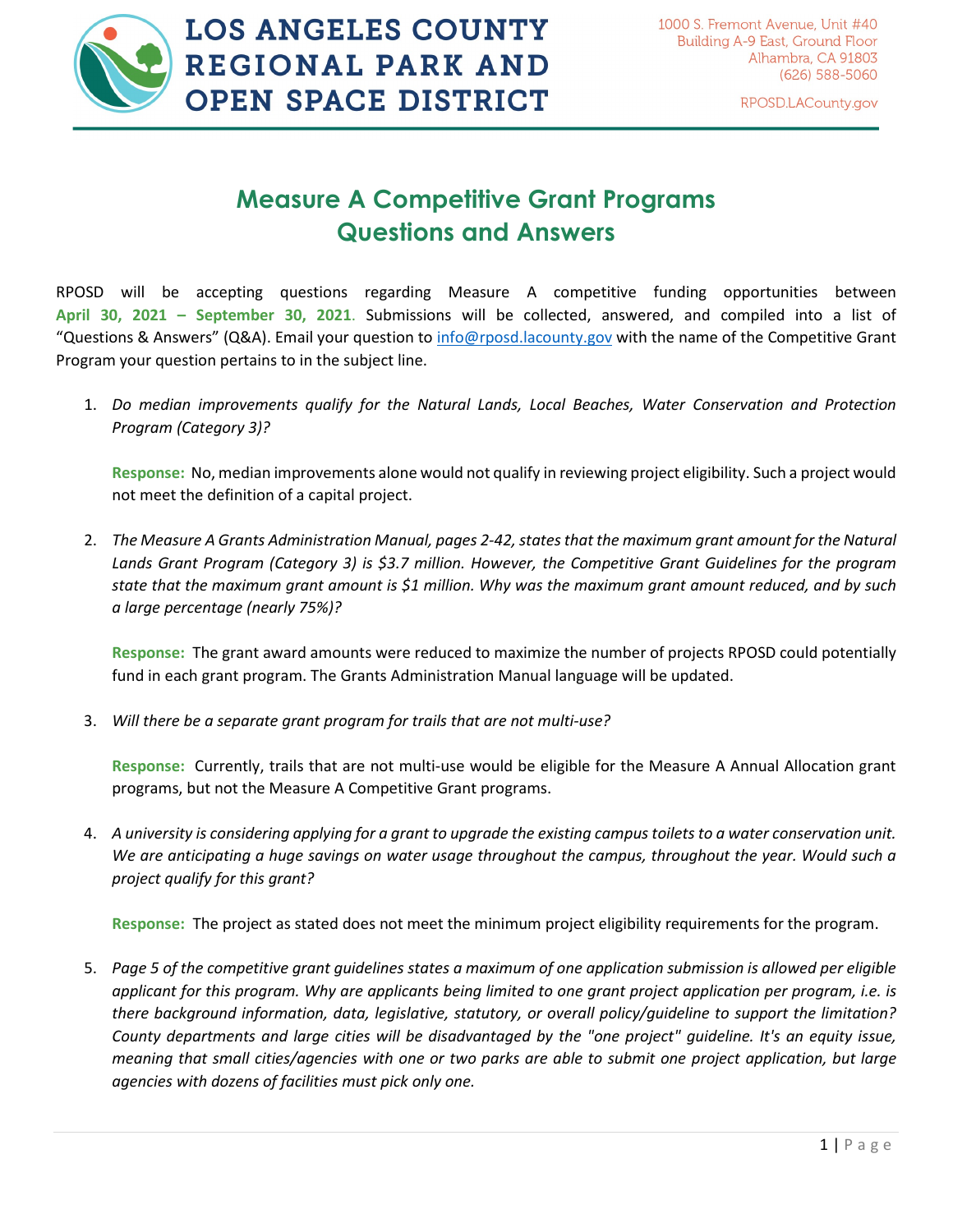# LOS ANGELES COUNTY REGIONAL PARK AND OPEN SPACE DISTRICT

1000 S. Fremont Avenue, Unit #40
Building A-9 East, Ground Floor
Alhambra, CA 91803
(626) 588-5060

RPOSD.LACounty.gov

## Measure A Competitive Grant Programs Questions and Answers

RPOSD will be accepting questions regarding Measure A competitive funding opportunities between **April 30, 2021 – September 30, 2021**. Submissions will be collected, answered, and compiled into a list of "Questions & Answers" (Q&A). Email your question to info@rposd.lacounty.gov with the name of the Competitive Grant Program your question pertains to in the subject line.

1. *Do median improvements qualify for the Natural Lands, Local Beaches, Water Conservation and Protection Program (Category 3)?*

   **Response:** No, median improvements alone would not qualify in reviewing project eligibility. Such a project would not meet the definition of a capital project.

2. *The Measure A Grants Administration Manual, pages 2-42, states that the maximum grant amount for the Natural Lands Grant Program (Category 3) is $3.7 million. However, the Competitive Grant Guidelines for the program state that the maximum grant amount is $1 million. Why was the maximum grant amount reduced, and by such a large percentage (nearly 75%)?*

   **Response:** The grant award amounts were reduced to maximize the number of projects RPOSD could potentially fund in each grant program. The Grants Administration Manual language will be updated.

3. *Will there be a separate grant program for trails that are not multi-use?*

   **Response:** Currently, trails that are not multi-use would be eligible for the Measure A Annual Allocation grant programs, but not the Measure A Competitive Grant programs.

4. *A university is considering applying for a grant to upgrade the existing campus toilets to a water conservation unit. We are anticipating a huge savings on water usage throughout the campus, throughout the year. Would such a project qualify for this grant?*

   **Response:** The project as stated does not meet the minimum project eligibility requirements for the program.

5. *Page 5 of the competitive grant guidelines states a maximum of one application submission is allowed per eligible applicant for this program. Why are applicants being limited to one grant project application per program, i.e. is there background information, data, legislative, statutory, or overall policy/guideline to support the limitation? County departments and large cities will be disadvantaged by the "one project" guideline. It's an equity issue, meaning that small cities/agencies with one or two parks are able to submit one project application, but large agencies with dozens of facilities must pick only one.*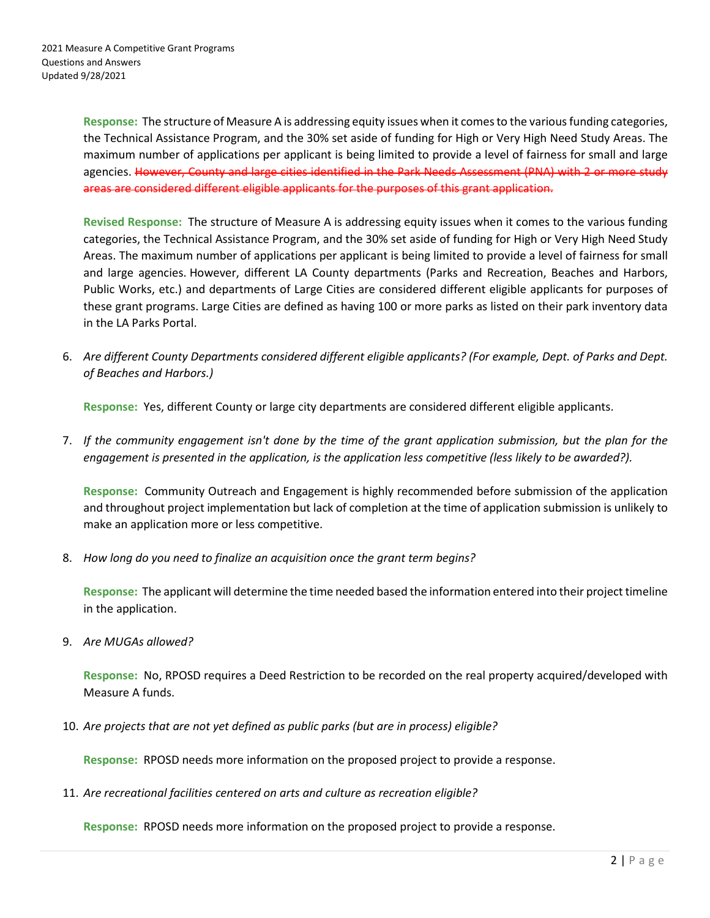**Response:** The structure of Measure A is addressing equity issues when it comes to the various funding categories, the Technical Assistance Program, and the 30% set aside of funding for High or Very High Need Study Areas. The maximum number of applications per applicant is being limited to provide a level of fairness for small and large agencies. ~~However, County and large cities identified in the Park Needs Assessment (PNA) with 2 or more study areas are considered different eligible applicants for the purposes of this grant application.~~

**Revised Response:** The structure of Measure A is addressing equity issues when it comes to the various funding categories, the Technical Assistance Program, and the 30% set aside of funding for High or Very High Need Study Areas. The maximum number of applications per applicant is being limited to provide a level of fairness for small and large agencies. However, different LA County departments (Parks and Recreation, Beaches and Harbors, Public Works, etc.) and departments of Large Cities are considered different eligible applicants for purposes of these grant programs. Large Cities are defined as having 100 or more parks as listed on their park inventory data in the LA Parks Portal.

6. *Are different County Departments considered different eligible applicants? (For example, Dept. of Parks and Dept. of Beaches and Harbors.)*

   **Response:** Yes, different County or large city departments are considered different eligible applicants.

7. *If the community engagement isn't done by the time of the grant application submission, but the plan for the engagement is presented in the application, is the application less competitive (less likely to be awarded?).*

   **Response:** Community Outreach and Engagement is highly recommended before submission of the application and throughout project implementation but lack of completion at the time of application submission is unlikely to make an application more or less competitive.

8. *How long do you need to finalize an acquisition once the grant term begins?*

   **Response:** The applicant will determine the time needed based the information entered into their project timeline in the application.

9. *Are MUGAs allowed?*

   **Response:** No, RPOSD requires a Deed Restriction to be recorded on the real property acquired/developed with Measure A funds.

10. *Are projects that are not yet defined as public parks (but are in process) eligible?*

    **Response:** RPOSD needs more information on the proposed project to provide a response.

11. *Are recreational facilities centered on arts and culture as recreation eligible?*

    **Response:** RPOSD needs more information on the proposed project to provide a response.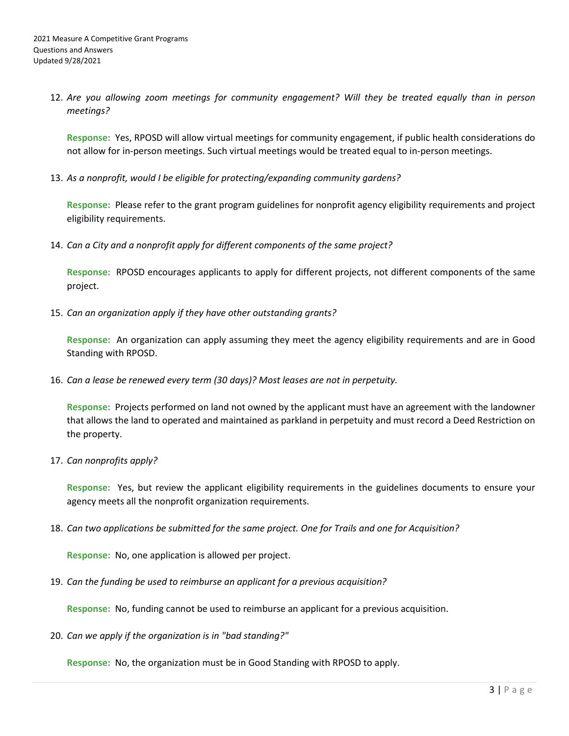12. *Are you allowing zoom meetings for community engagement? Will they be treated equally than in person meetings?*

    **Response:** Yes, RPOSD will allow virtual meetings for community engagement, if public health considerations do not allow for in-person meetings. Such virtual meetings would be treated equal to in-person meetings.

13. *As a nonprofit, would I be eligible for protecting/expanding community gardens?*

    **Response:** Please refer to the grant program guidelines for nonprofit agency eligibility requirements and project eligibility requirements.

14. *Can a City and a nonprofit apply for different components of the same project?*

    **Response:** RPOSD encourages applicants to apply for different projects, not different components of the same project.

15. *Can an organization apply if they have other outstanding grants?*

    **Response:** An organization can apply assuming they meet the agency eligibility requirements and are in Good Standing with RPOSD.

16. *Can a lease be renewed every term (30 days)? Most leases are not in perpetuity.*

    **Response:** Projects performed on land not owned by the applicant must have an agreement with the landowner that allows the land to operated and maintained as parkland in perpetuity and must record a Deed Restriction on the property.

17. *Can nonprofits apply?*

    **Response:** Yes, but review the applicant eligibility requirements in the guidelines documents to ensure your agency meets all the nonprofit organization requirements.

18. *Can two applications be submitted for the same project. One for Trails and one for Acquisition?*

    **Response:** No, one application is allowed per project.

19. *Can the funding be used to reimburse an applicant for a previous acquisition?*

    **Response:** No, funding cannot be used to reimburse an applicant for a previous acquisition.

20. *Can we apply if the organization is in "bad standing?"*

    **Response:** No, the organization must be in Good Standing with RPOSD to apply.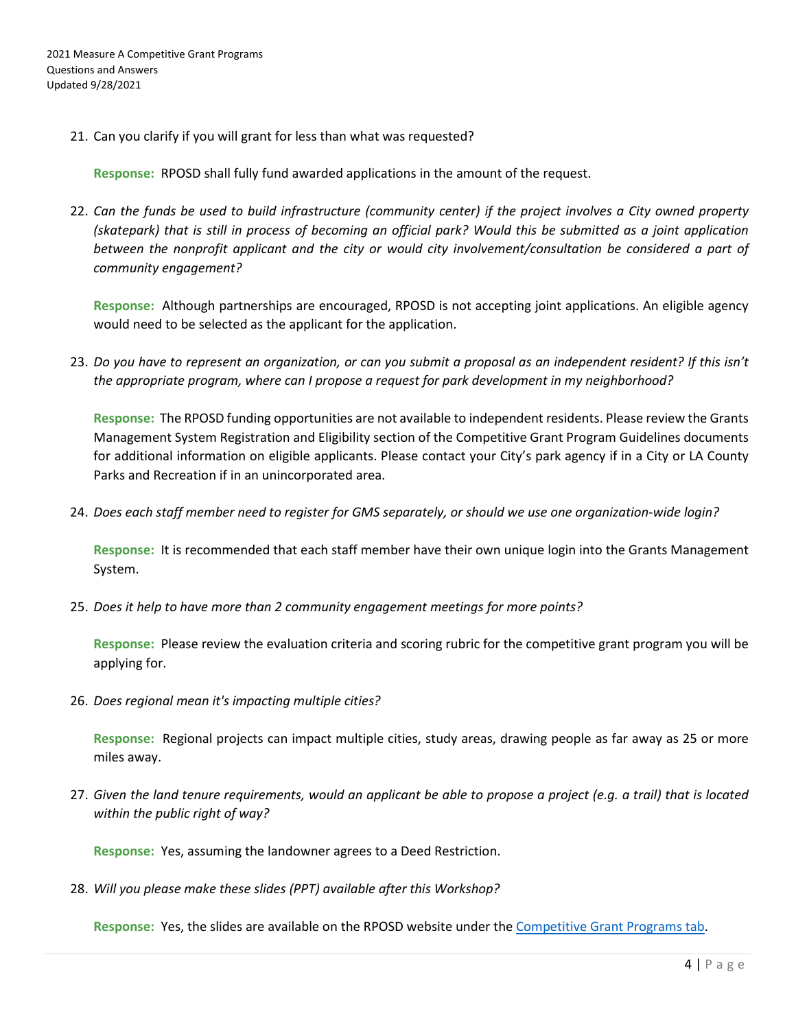21. Can you clarify if you will grant for less than what was requested?

    **Response:** RPOSD shall fully fund awarded applications in the amount of the request.

22. *Can the funds be used to build infrastructure (community center) if the project involves a City owned property (skatepark) that is still in process of becoming an official park? Would this be submitted as a joint application between the nonprofit applicant and the city or would city involvement/consultation be considered a part of community engagement?*

    **Response:** Although partnerships are encouraged, RPOSD is not accepting joint applications. An eligible agency would need to be selected as the applicant for the application.

23. *Do you have to represent an organization, or can you submit a proposal as an independent resident? If this isn't the appropriate program, where can I propose a request for park development in my neighborhood?*

    **Response:** The RPOSD funding opportunities are not available to independent residents. Please review the Grants Management System Registration and Eligibility section of the Competitive Grant Program Guidelines documents for additional information on eligible applicants. Please contact your City's park agency if in a City or LA County Parks and Recreation if in an unincorporated area.

24. *Does each staff member need to register for GMS separately, or should we use one organization-wide login?*

    **Response:** It is recommended that each staff member have their own unique login into the Grants Management System.

25. *Does it help to have more than 2 community engagement meetings for more points?*

    **Response:** Please review the evaluation criteria and scoring rubric for the competitive grant program you will be applying for.

26. *Does regional mean it's impacting multiple cities?*

    **Response:** Regional projects can impact multiple cities, study areas, drawing people as far away as 25 or more miles away.

27. *Given the land tenure requirements, would an applicant be able to propose a project (e.g. a trail) that is located within the public right of way?*

    **Response:** Yes, assuming the landowner agrees to a Deed Restriction.

28. *Will you please make these slides (PPT) available after this Workshop?*

    **Response:** Yes, the slides are available on the RPOSD website under the Competitive Grant Programs tab.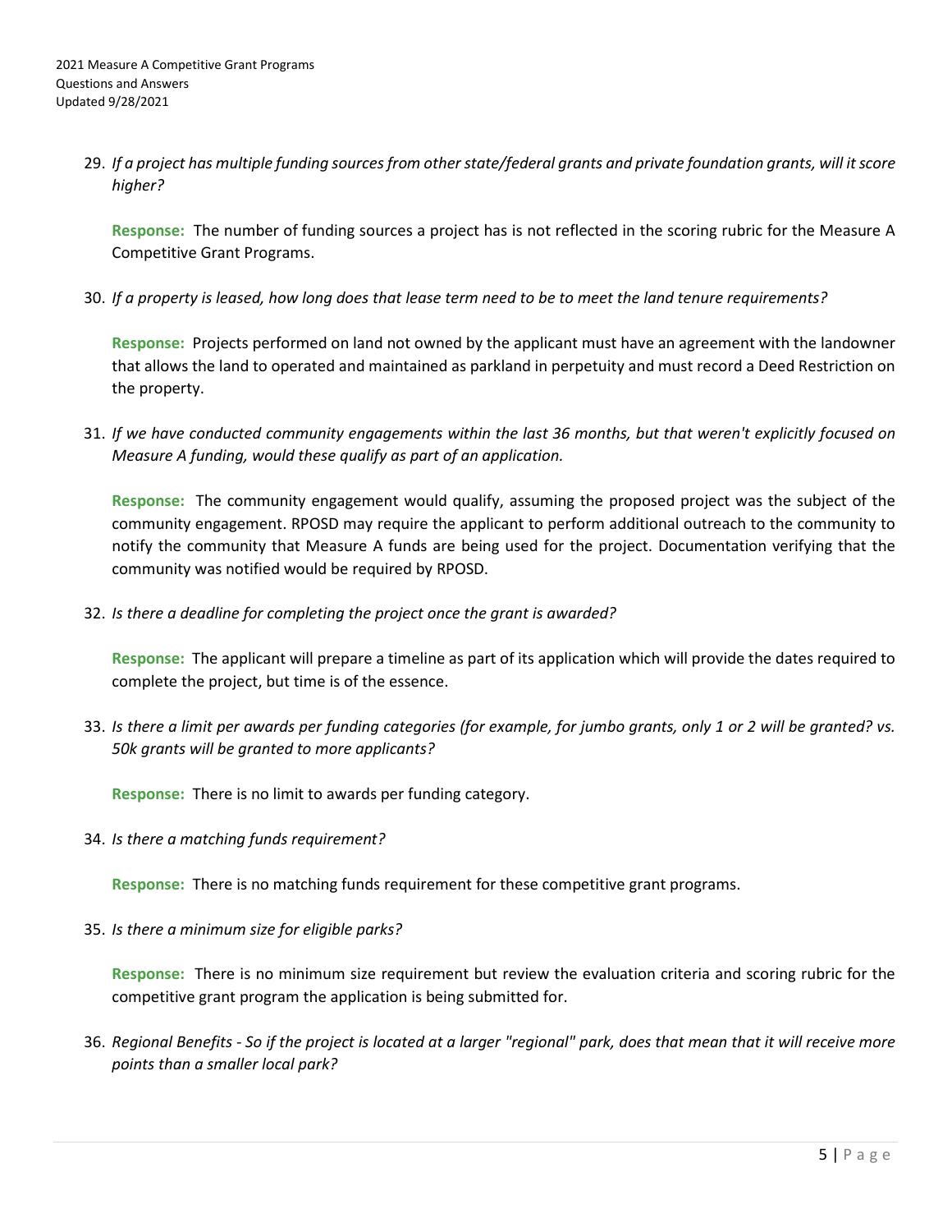29. *If a project has multiple funding sources from other state/federal grants and private foundation grants, will it score higher?*

    **Response:** The number of funding sources a project has is not reflected in the scoring rubric for the Measure A Competitive Grant Programs.

30. *If a property is leased, how long does that lease term need to be to meet the land tenure requirements?*

    **Response:** Projects performed on land not owned by the applicant must have an agreement with the landowner that allows the land to operated and maintained as parkland in perpetuity and must record a Deed Restriction on the property.

31. *If we have conducted community engagements within the last 36 months, but that weren't explicitly focused on Measure A funding, would these qualify as part of an application.*

    **Response:** The community engagement would qualify, assuming the proposed project was the subject of the community engagement. RPOSD may require the applicant to perform additional outreach to the community to notify the community that Measure A funds are being used for the project. Documentation verifying that the community was notified would be required by RPOSD.

32. *Is there a deadline for completing the project once the grant is awarded?*

    **Response:** The applicant will prepare a timeline as part of its application which will provide the dates required to complete the project, but time is of the essence.

33. *Is there a limit per awards per funding categories (for example, for jumbo grants, only 1 or 2 will be granted? vs. 50k grants will be granted to more applicants?*

    **Response:** There is no limit to awards per funding category.

34. *Is there a matching funds requirement?*

    **Response:** There is no matching funds requirement for these competitive grant programs.

35. *Is there a minimum size for eligible parks?*

    **Response:** There is no minimum size requirement but review the evaluation criteria and scoring rubric for the competitive grant program the application is being submitted for.

36. *Regional Benefits - So if the project is located at a larger "regional" park, does that mean that it will receive more points than a smaller local park?*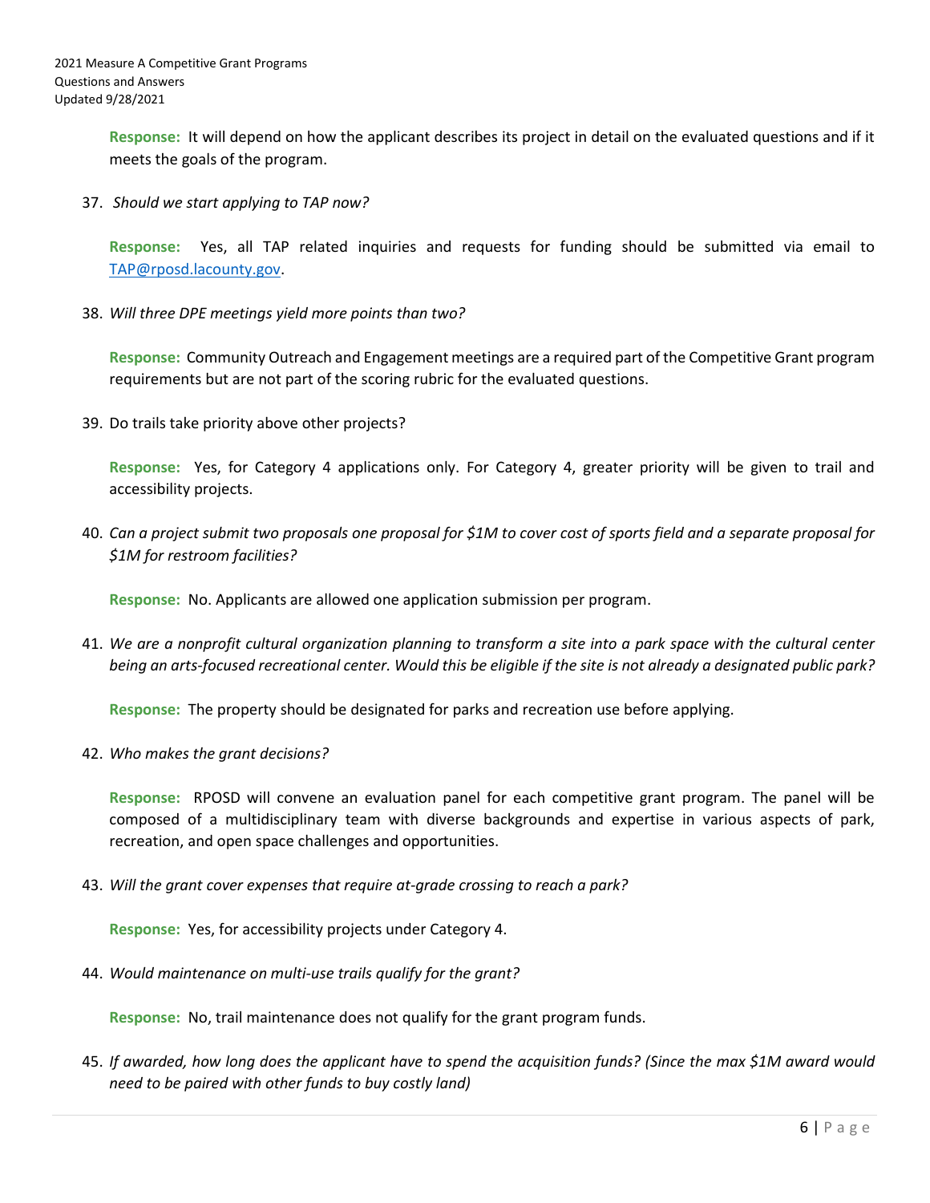**Response:** It will depend on how the applicant describes its project in detail on the evaluated questions and if it meets the goals of the program.

37. *Should we start applying to TAP now?*

    **Response:** Yes, all TAP related inquiries and requests for funding should be submitted via email to TAP@rposd.lacounty.gov.

38. *Will three DPE meetings yield more points than two?*

    **Response:** Community Outreach and Engagement meetings are a required part of the Competitive Grant program requirements but are not part of the scoring rubric for the evaluated questions.

39. Do trails take priority above other projects?

    **Response:** Yes, for Category 4 applications only. For Category 4, greater priority will be given to trail and accessibility projects.

40. *Can a project submit two proposals one proposal for $1M to cover cost of sports field and a separate proposal for $1M for restroom facilities?*

    **Response:** No. Applicants are allowed one application submission per program.

41. *We are a nonprofit cultural organization planning to transform a site into a park space with the cultural center being an arts-focused recreational center. Would this be eligible if the site is not already a designated public park?*

    **Response:** The property should be designated for parks and recreation use before applying.

42. *Who makes the grant decisions?*

    **Response:** RPOSD will convene an evaluation panel for each competitive grant program. The panel will be composed of a multidisciplinary team with diverse backgrounds and expertise in various aspects of park, recreation, and open space challenges and opportunities.

43. *Will the grant cover expenses that require at-grade crossing to reach a park?*

    **Response:** Yes, for accessibility projects under Category 4.

44. *Would maintenance on multi-use trails qualify for the grant?*

    **Response:** No, trail maintenance does not qualify for the grant program funds.

45. *If awarded, how long does the applicant have to spend the acquisition funds? (Since the max $1M award would need to be paired with other funds to buy costly land)*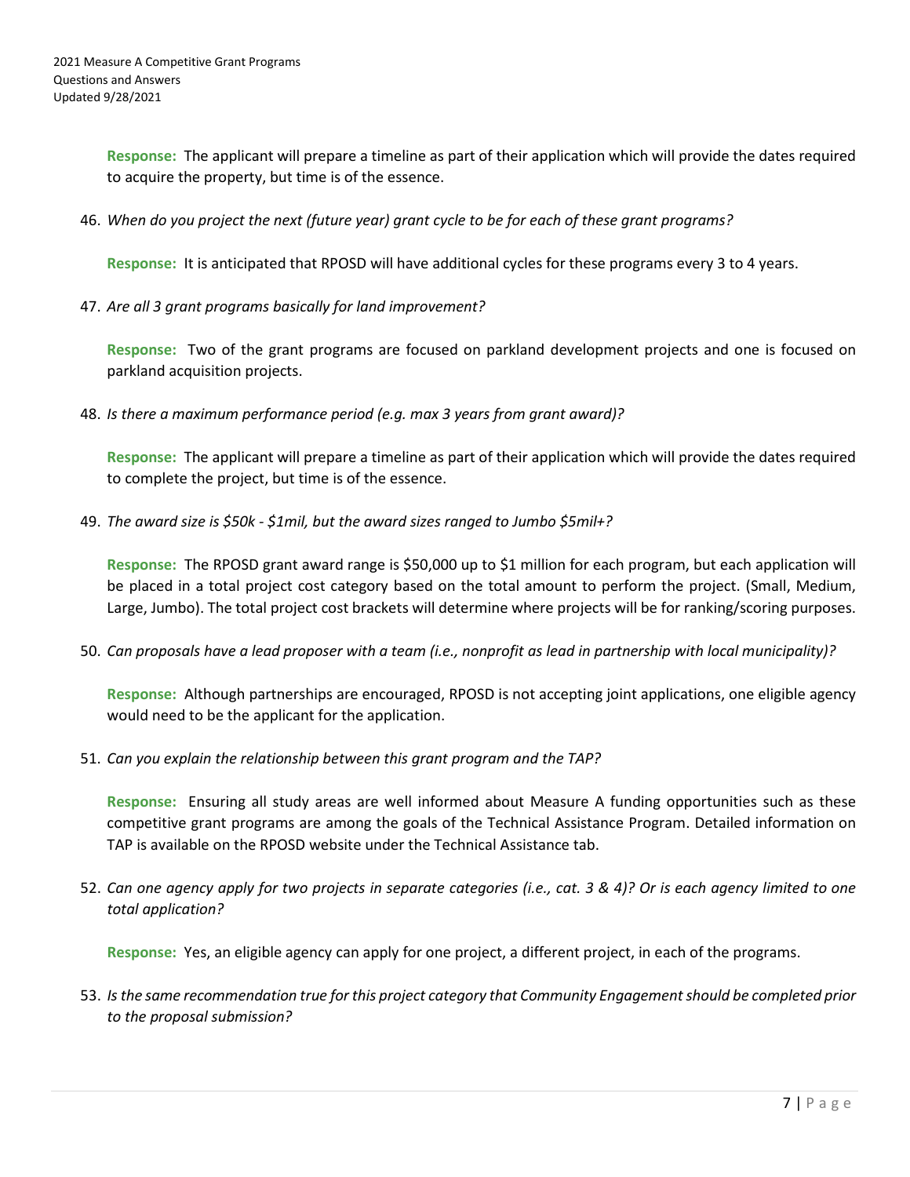**Response:** The applicant will prepare a timeline as part of their application which will provide the dates required to acquire the property, but time is of the essence.

46. *When do you project the next (future year) grant cycle to be for each of these grant programs?*

    **Response:** It is anticipated that RPOSD will have additional cycles for these programs every 3 to 4 years.

47. *Are all 3 grant programs basically for land improvement?*

    **Response:** Two of the grant programs are focused on parkland development projects and one is focused on parkland acquisition projects.

48. *Is there a maximum performance period (e.g. max 3 years from grant award)?*

    **Response:** The applicant will prepare a timeline as part of their application which will provide the dates required to complete the project, but time is of the essence.

49. *The award size is $50k - $1mil, but the award sizes ranged to Jumbo $5mil+?*

    **Response:** The RPOSD grant award range is $50,000 up to $1 million for each program, but each application will be placed in a total project cost category based on the total amount to perform the project. (Small, Medium, Large, Jumbo). The total project cost brackets will determine where projects will be for ranking/scoring purposes.

50. *Can proposals have a lead proposer with a team (i.e., nonprofit as lead in partnership with local municipality)?*

    **Response:** Although partnerships are encouraged, RPOSD is not accepting joint applications, one eligible agency would need to be the applicant for the application.

51. *Can you explain the relationship between this grant program and the TAP?*

    **Response:** Ensuring all study areas are well informed about Measure A funding opportunities such as these competitive grant programs are among the goals of the Technical Assistance Program. Detailed information on TAP is available on the RPOSD website under the Technical Assistance tab.

52. *Can one agency apply for two projects in separate categories (i.e., cat. 3 & 4)? Or is each agency limited to one total application?*

    **Response:** Yes, an eligible agency can apply for one project, a different project, in each of the programs.

53. *Is the same recommendation true for this project category that Community Engagement should be completed prior to the proposal submission?*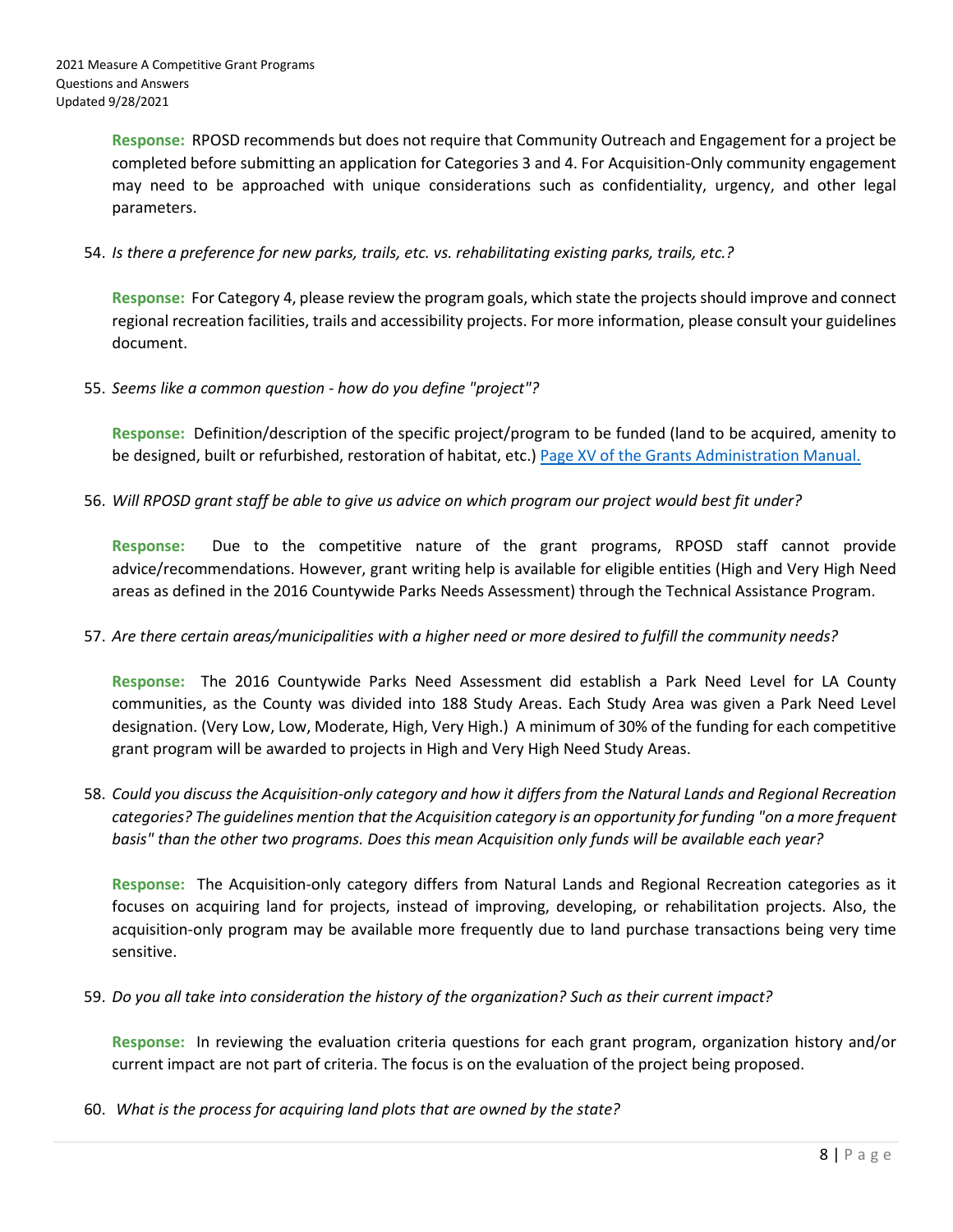**Response:** RPOSD recommends but does not require that Community Outreach and Engagement for a project be completed before submitting an application for Categories 3 and 4. For Acquisition-Only community engagement may need to be approached with unique considerations such as confidentiality, urgency, and other legal parameters.

54. *Is there a preference for new parks, trails, etc. vs. rehabilitating existing parks, trails, etc.?*

    **Response:** For Category 4, please review the program goals, which state the projects should improve and connect regional recreation facilities, trails and accessibility projects. For more information, please consult your guidelines document.

55. *Seems like a common question - how do you define "project"?*

    **Response:** Definition/description of the specific project/program to be funded (land to be acquired, amenity to be designed, built or refurbished, restoration of habitat, etc.) [Page XV of the Grants Administration Manual.]

56. *Will RPOSD grant staff be able to give us advice on which program our project would best fit under?*

    **Response:** Due to the competitive nature of the grant programs, RPOSD staff cannot provide advice/recommendations. However, grant writing help is available for eligible entities (High and Very High Need areas as defined in the 2016 Countywide Parks Needs Assessment) through the Technical Assistance Program.

57. *Are there certain areas/municipalities with a higher need or more desired to fulfill the community needs?*

    **Response:** The 2016 Countywide Parks Need Assessment did establish a Park Need Level for LA County communities, as the County was divided into 188 Study Areas. Each Study Area was given a Park Need Level designation. (Very Low, Low, Moderate, High, Very High.) A minimum of 30% of the funding for each competitive grant program will be awarded to projects in High and Very High Need Study Areas.

58. *Could you discuss the Acquisition-only category and how it differs from the Natural Lands and Regional Recreation categories? The guidelines mention that the Acquisition category is an opportunity for funding "on a more frequent basis" than the other two programs. Does this mean Acquisition only funds will be available each year?*

    **Response:** The Acquisition-only category differs from Natural Lands and Regional Recreation categories as it focuses on acquiring land for projects, instead of improving, developing, or rehabilitation projects. Also, the acquisition-only program may be available more frequently due to land purchase transactions being very time sensitive.

59. *Do you all take into consideration the history of the organization? Such as their current impact?*

    **Response:** In reviewing the evaluation criteria questions for each grant program, organization history and/or current impact are not part of criteria. The focus is on the evaluation of the project being proposed.

60. *What is the process for acquiring land plots that are owned by the state?*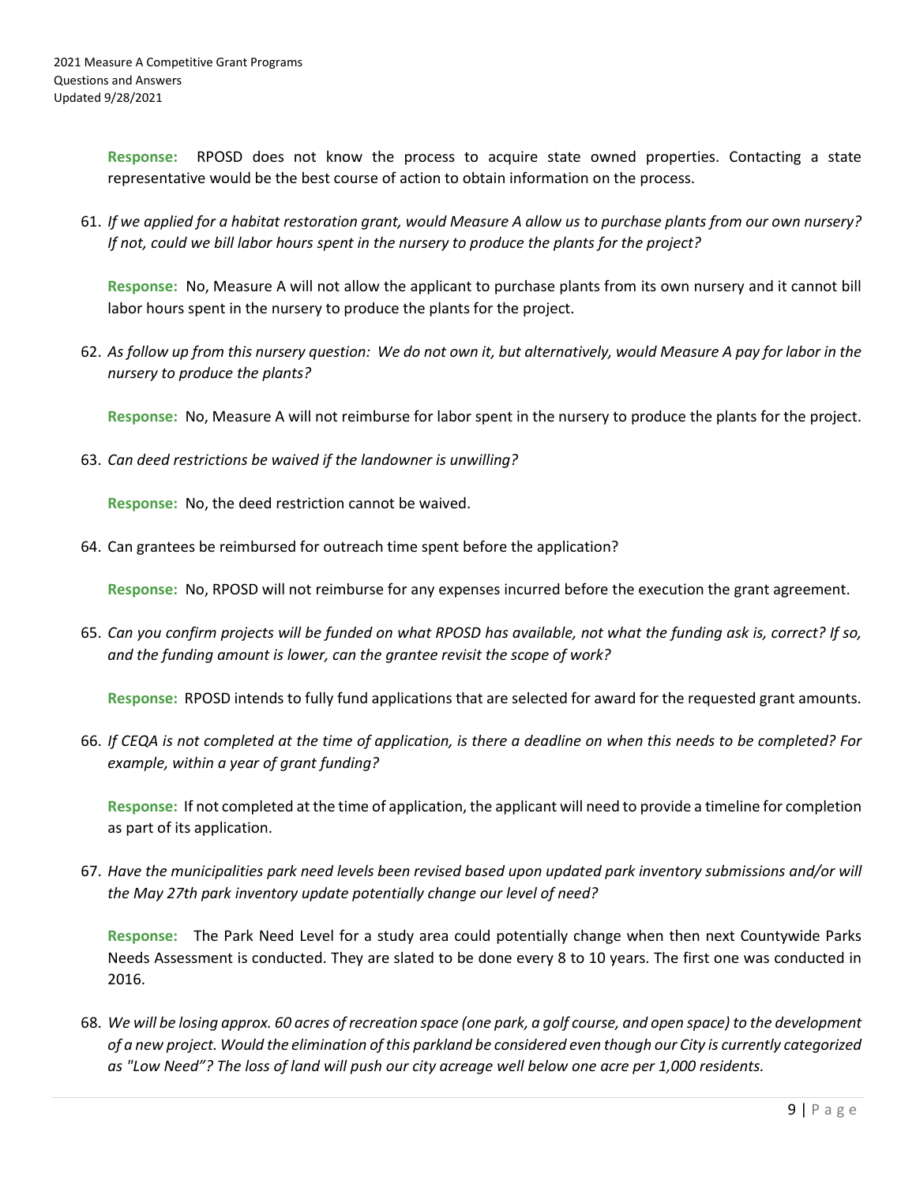**Response:** RPOSD does not know the process to acquire state owned properties. Contacting a state representative would be the best course of action to obtain information on the process.

61. *If we applied for a habitat restoration grant, would Measure A allow us to purchase plants from our own nursery? If not, could we bill labor hours spent in the nursery to produce the plants for the project?*

    **Response:** No, Measure A will not allow the applicant to purchase plants from its own nursery and it cannot bill labor hours spent in the nursery to produce the plants for the project.

62. *As follow up from this nursery question: We do not own it, but alternatively, would Measure A pay for labor in the nursery to produce the plants?*

    **Response:** No, Measure A will not reimburse for labor spent in the nursery to produce the plants for the project.

63. *Can deed restrictions be waived if the landowner is unwilling?*

    **Response:** No, the deed restriction cannot be waived.

64. Can grantees be reimbursed for outreach time spent before the application?

    **Response:** No, RPOSD will not reimburse for any expenses incurred before the execution the grant agreement.

65. *Can you confirm projects will be funded on what RPOSD has available, not what the funding ask is, correct? If so, and the funding amount is lower, can the grantee revisit the scope of work?*

    **Response:** RPOSD intends to fully fund applications that are selected for award for the requested grant amounts.

66. *If CEQA is not completed at the time of application, is there a deadline on when this needs to be completed? For example, within a year of grant funding?*

    **Response:** If not completed at the time of application, the applicant will need to provide a timeline for completion as part of its application.

67. *Have the municipalities park need levels been revised based upon updated park inventory submissions and/or will the May 27th park inventory update potentially change our level of need?*

    **Response:** The Park Need Level for a study area could potentially change when then next Countywide Parks Needs Assessment is conducted. They are slated to be done every 8 to 10 years. The first one was conducted in 2016.

68. *We will be losing approx. 60 acres of recreation space (one park, a golf course, and open space) to the development of a new project. Would the elimination of this parkland be considered even though our City is currently categorized as "Low Need"? The loss of land will push our city acreage well below one acre per 1,000 residents.*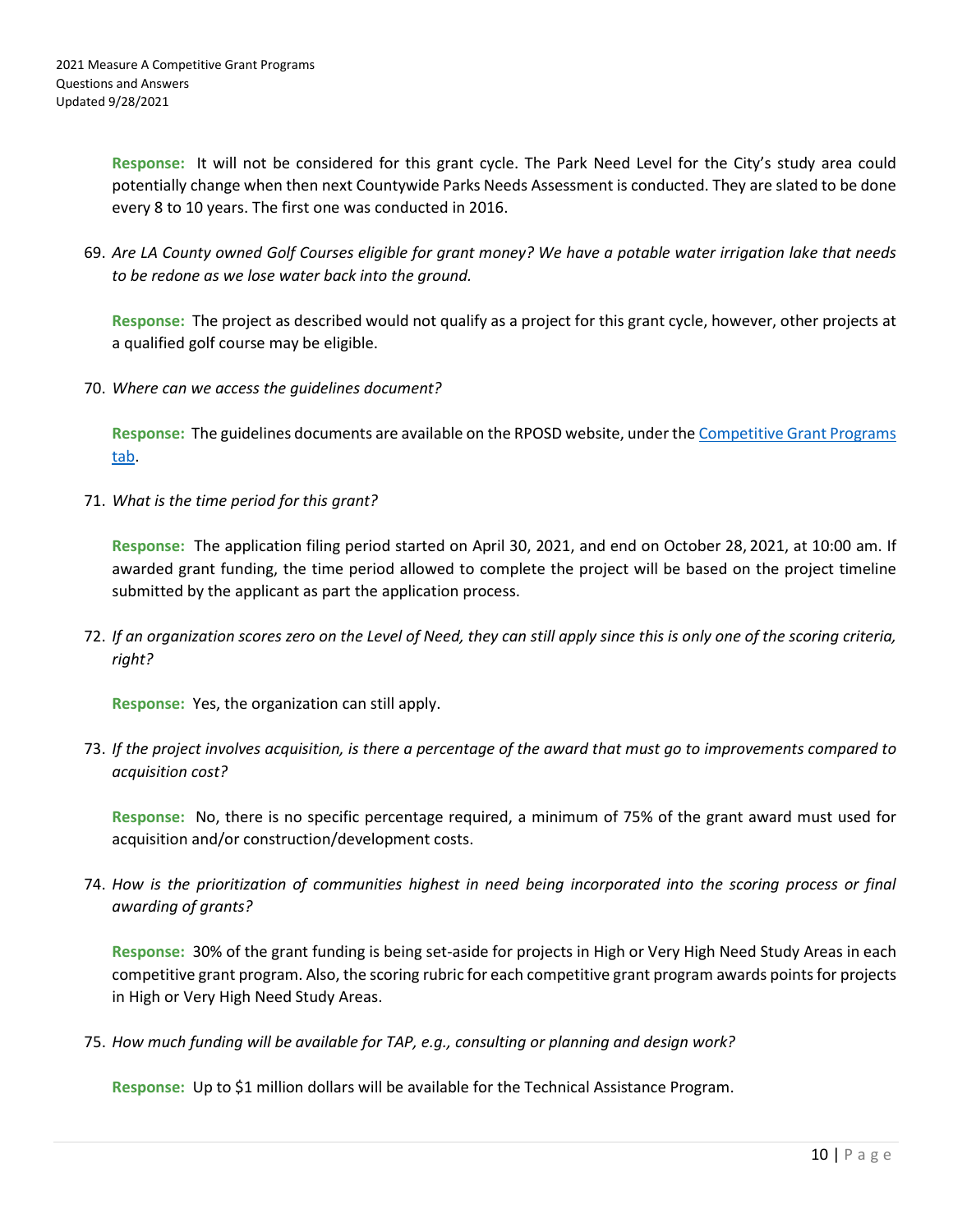**Response:** It will not be considered for this grant cycle. The Park Need Level for the City's study area could potentially change when then next Countywide Parks Needs Assessment is conducted. They are slated to be done every 8 to 10 years. The first one was conducted in 2016.

69. *Are LA County owned Golf Courses eligible for grant money? We have a potable water irrigation lake that needs to be redone as we lose water back into the ground.*

    **Response:** The project as described would not qualify as a project for this grant cycle, however, other projects at a qualified golf course may be eligible.

70. *Where can we access the guidelines document?*

    **Response:** The guidelines documents are available on the RPOSD website, under the [Competitive Grant Programs tab](#).

71. *What is the time period for this grant?*

    **Response:** The application filing period started on April 30, 2021, and end on October 28, 2021, at 10:00 am. If awarded grant funding, the time period allowed to complete the project will be based on the project timeline submitted by the applicant as part the application process.

72. *If an organization scores zero on the Level of Need, they can still apply since this is only one of the scoring criteria, right?*

    **Response:** Yes, the organization can still apply.

73. *If the project involves acquisition, is there a percentage of the award that must go to improvements compared to acquisition cost?*

    **Response:** No, there is no specific percentage required, a minimum of 75% of the grant award must used for acquisition and/or construction/development costs.

74. *How is the prioritization of communities highest in need being incorporated into the scoring process or final awarding of grants?*

    **Response:** 30% of the grant funding is being set-aside for projects in High or Very High Need Study Areas in each competitive grant program. Also, the scoring rubric for each competitive grant program awards points for projects in High or Very High Need Study Areas.

75. *How much funding will be available for TAP, e.g., consulting or planning and design work?*

    **Response:** Up to $1 million dollars will be available for the Technical Assistance Program.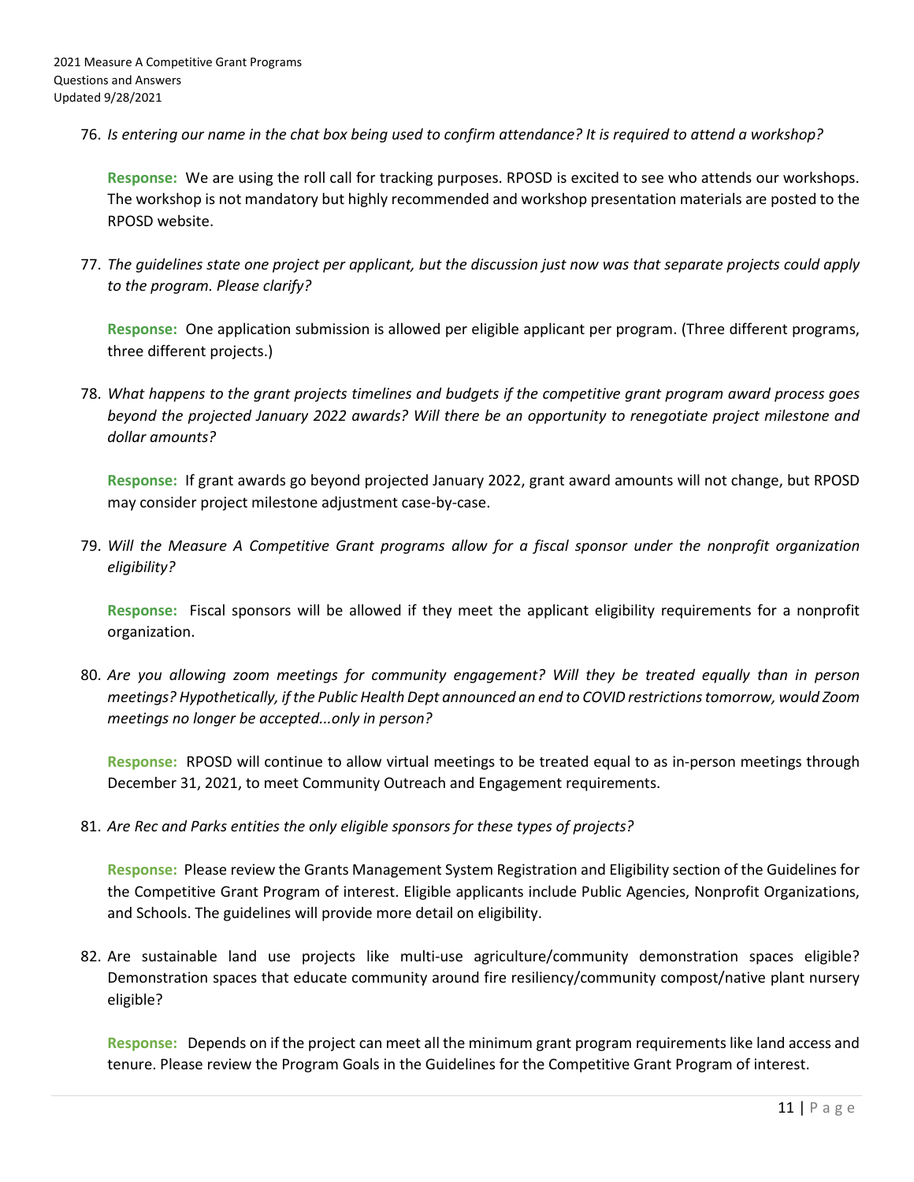76. *Is entering our name in the chat box being used to confirm attendance? It is required to attend a workshop?*

    **Response:** We are using the roll call for tracking purposes. RPOSD is excited to see who attends our workshops. The workshop is not mandatory but highly recommended and workshop presentation materials are posted to the RPOSD website.

77. *The guidelines state one project per applicant, but the discussion just now was that separate projects could apply to the program. Please clarify?*

    **Response:** One application submission is allowed per eligible applicant per program. (Three different programs, three different projects.)

78. *What happens to the grant projects timelines and budgets if the competitive grant program award process goes beyond the projected January 2022 awards? Will there be an opportunity to renegotiate project milestone and dollar amounts?*

    **Response:** If grant awards go beyond projected January 2022, grant award amounts will not change, but RPOSD may consider project milestone adjustment case-by-case.

79. *Will the Measure A Competitive Grant programs allow for a fiscal sponsor under the nonprofit organization eligibility?*

    **Response:** Fiscal sponsors will be allowed if they meet the applicant eligibility requirements for a nonprofit organization.

80. *Are you allowing zoom meetings for community engagement? Will they be treated equally than in person meetings? Hypothetically, if the Public Health Dept announced an end to COVID restrictions tomorrow, would Zoom meetings no longer be accepted...only in person?*

    **Response:** RPOSD will continue to allow virtual meetings to be treated equal to as in-person meetings through December 31, 2021, to meet Community Outreach and Engagement requirements.

81. *Are Rec and Parks entities the only eligible sponsors for these types of projects?*

    **Response:** Please review the Grants Management System Registration and Eligibility section of the Guidelines for the Competitive Grant Program of interest. Eligible applicants include Public Agencies, Nonprofit Organizations, and Schools. The guidelines will provide more detail on eligibility.

82. Are sustainable land use projects like multi-use agriculture/community demonstration spaces eligible? Demonstration spaces that educate community around fire resiliency/community compost/native plant nursery eligible?

    **Response:** Depends on if the project can meet all the minimum grant program requirements like land access and tenure. Please review the Program Goals in the Guidelines for the Competitive Grant Program of interest.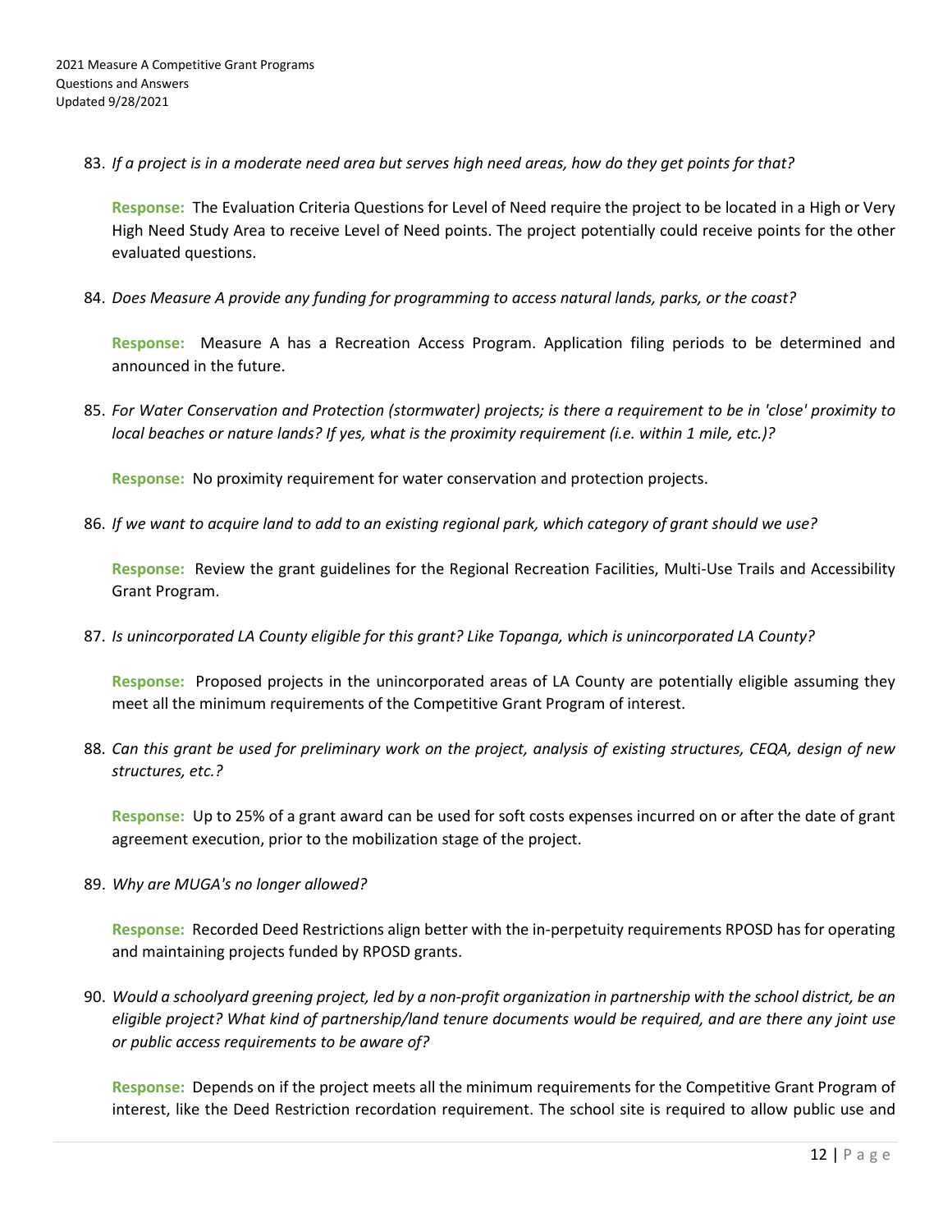83. *If a project is in a moderate need area but serves high need areas, how do they get points for that?*

    **Response:** The Evaluation Criteria Questions for Level of Need require the project to be located in a High or Very High Need Study Area to receive Level of Need points. The project potentially could receive points for the other evaluated questions.

84. *Does Measure A provide any funding for programming to access natural lands, parks, or the coast?*

    **Response:** Measure A has a Recreation Access Program. Application filing periods to be determined and announced in the future.

85. *For Water Conservation and Protection (stormwater) projects; is there a requirement to be in 'close' proximity to local beaches or nature lands? If yes, what is the proximity requirement (i.e. within 1 mile, etc.)?*

    **Response:** No proximity requirement for water conservation and protection projects.

86. *If we want to acquire land to add to an existing regional park, which category of grant should we use?*

    **Response:** Review the grant guidelines for the Regional Recreation Facilities, Multi-Use Trails and Accessibility Grant Program.

87. *Is unincorporated LA County eligible for this grant? Like Topanga, which is unincorporated LA County?*

    **Response:** Proposed projects in the unincorporated areas of LA County are potentially eligible assuming they meet all the minimum requirements of the Competitive Grant Program of interest.

88. *Can this grant be used for preliminary work on the project, analysis of existing structures, CEQA, design of new structures, etc.?*

    **Response:** Up to 25% of a grant award can be used for soft costs expenses incurred on or after the date of grant agreement execution, prior to the mobilization stage of the project.

89. *Why are MUGA's no longer allowed?*

    **Response:** Recorded Deed Restrictions align better with the in-perpetuity requirements RPOSD has for operating and maintaining projects funded by RPOSD grants.

90. *Would a schoolyard greening project, led by a non-profit organization in partnership with the school district, be an eligible project? What kind of partnership/land tenure documents would be required, and are there any joint use or public access requirements to be aware of?*

    **Response:** Depends on if the project meets all the minimum requirements for the Competitive Grant Program of interest, like the Deed Restriction recordation requirement. The school site is required to allow public use and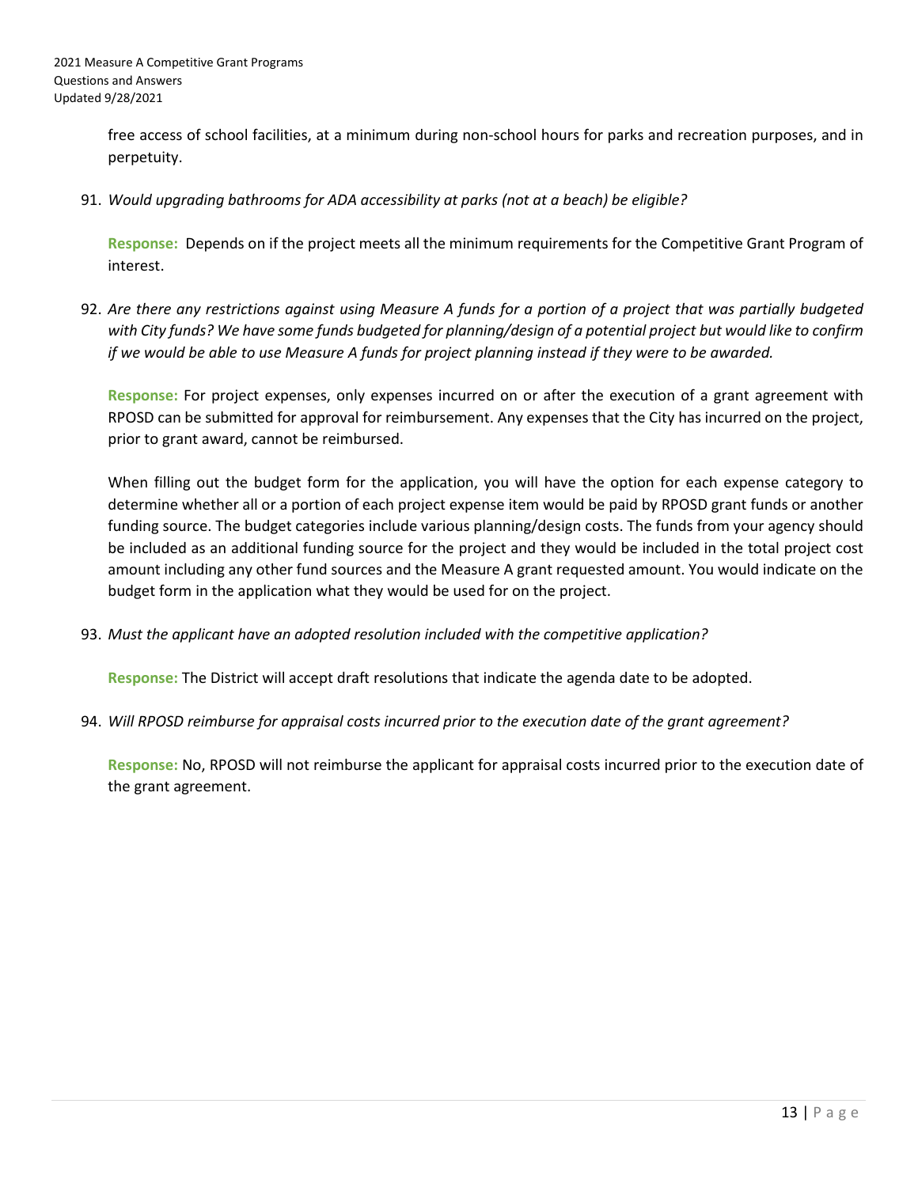free access of school facilities, at a minimum during non-school hours for parks and recreation purposes, and in perpetuity.

91. *Would upgrading bathrooms for ADA accessibility at parks (not at a beach) be eligible?*

    **Response:** Depends on if the project meets all the minimum requirements for the Competitive Grant Program of interest.

92. *Are there any restrictions against using Measure A funds for a portion of a project that was partially budgeted with City funds? We have some funds budgeted for planning/design of a potential project but would like to confirm if we would be able to use Measure A funds for project planning instead if they were to be awarded.*

    **Response:** For project expenses, only expenses incurred on or after the execution of a grant agreement with RPOSD can be submitted for approval for reimbursement. Any expenses that the City has incurred on the project, prior to grant award, cannot be reimbursed.

    When filling out the budget form for the application, you will have the option for each expense category to determine whether all or a portion of each project expense item would be paid by RPOSD grant funds or another funding source. The budget categories include various planning/design costs. The funds from your agency should be included as an additional funding source for the project and they would be included in the total project cost amount including any other fund sources and the Measure A grant requested amount. You would indicate on the budget form in the application what they would be used for on the project.

93. *Must the applicant have an adopted resolution included with the competitive application?*

    **Response:** The District will accept draft resolutions that indicate the agenda date to be adopted.

94. *Will RPOSD reimburse for appraisal costs incurred prior to the execution date of the grant agreement?*

    **Response:** No, RPOSD will not reimburse the applicant for appraisal costs incurred prior to the execution date of the grant agreement.